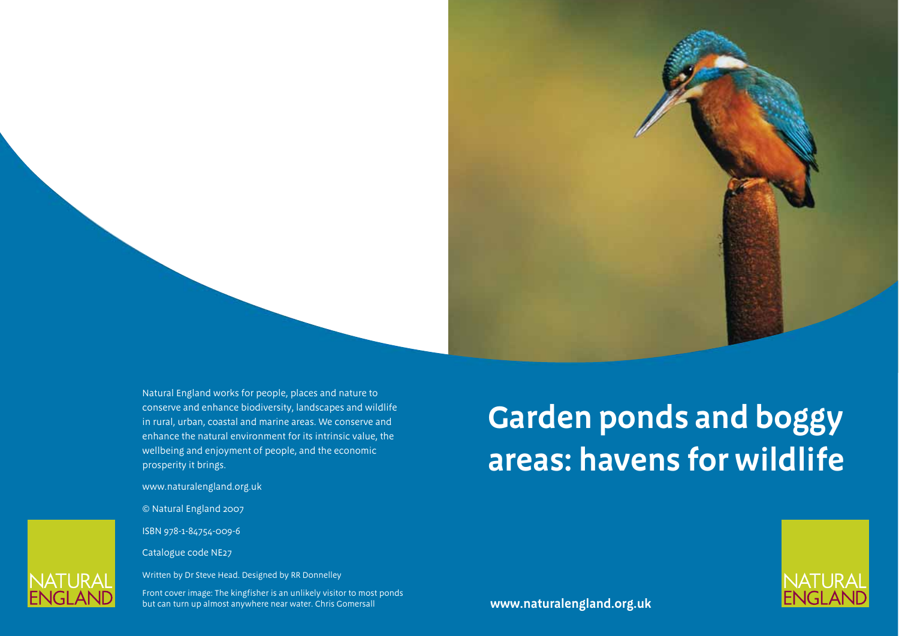# Garden ponds and boggy areas: havens for wildlife

Natural England works for people, places and nature to conserve and enhance biodiversity, landscapes and wildlife in rural, urban, coastal and marine areas. We conserve and enhance the natural environment for its intrinsic value, the wellbeing and enjoyment of people, and the economic prosperity it brings.

www.naturalengland.org.uk

© Natural England 2007

ISBN 978-1-84754-009-6

Catalogue code NE27

Written by Dr Steve Head. Designed by RR Donnelley

Front cover image: The kingfisher is an unlikely visitor to most ponds but can turn up almost anywhere near water. Chris Gomersall

NATURAL ENGLAND

**www.naturalengland.org.uk**

NATURAL ENGLAND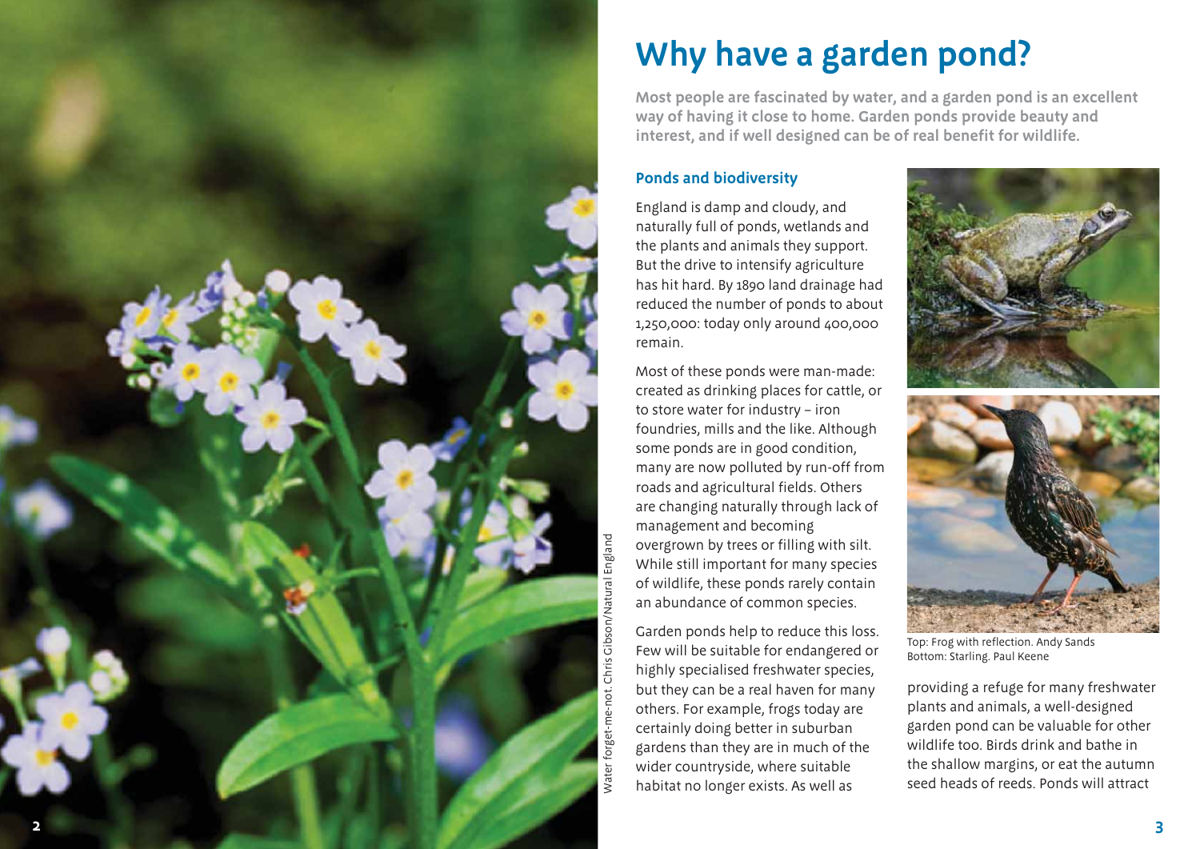# Why have a garden pond?

**Most people are fascinated by water, and a garden pond is an excellent way of having it close to home. Garden ponds provide beauty and interest, and if well designed can be of real benefit for wildlife.**

## Ponds and biodiversity

England is damp and cloudy, and naturally full of ponds, wetlands and the plants and animals they support. But the drive to intensify agriculture has hit hard. By 1890 land drainage had reduced the number of ponds to about 1,250,000: today only around 400,000 remain.

Most of these ponds were man-made: created as drinking places for cattle, or to store water for industry – iron foundries, mills and the like. Although some ponds are in good condition, many are now polluted by run-off from roads and agricultural fields. Others are changing naturally through lack of management and becoming overgrown by trees or filling with silt. While still important for many species of wildlife, these ponds rarely contain an abundance of common species.

Garden ponds help to reduce this loss. Few will be suitable for endangered or highly specialised freshwater species, but they can be a real haven for many others. For example, frogs today are certainly doing better in suburban gardens than they are in much of the wider countryside, where suitable habitat no longer exists. As well as providing a refuge for many freshwater plants and animals, a well-designed garden pond can be valuable for other wildlife too. Birds drink and bathe in the shallow margins, or eat the autumn seed heads of reeds. Ponds will attract

Water forget-me-not. Chris Gibson/Natural England

Top: Frog with reflection. Andy Sands
Bottom: Starling. Paul Keene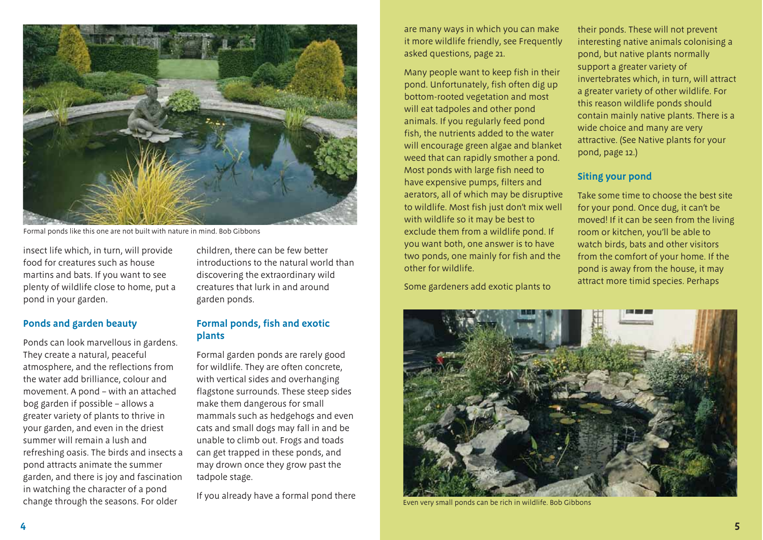Formal ponds like this one are not built with nature in mind. Bob Gibbons

insect life which, in turn, will provide food for creatures such as house martins and bats. If you want to see plenty of wildlife close to home, put a pond in your garden.

## Ponds and garden beauty

Ponds can look marvellous in gardens. They create a natural, peaceful atmosphere, and the reflections from the water add brilliance, colour and movement. A pond – with an attached bog garden if possible – allows a greater variety of plants to thrive in your garden, and even in the driest summer will remain a lush and refreshing oasis. The birds and insects a pond attracts animate the summer garden, and there is joy and fascination in watching the character of a pond change through the seasons. For older children, there can be few better introductions to the natural world than discovering the extraordinary wild creatures that lurk in and around garden ponds.

## Formal ponds, fish and exotic plants

Formal garden ponds are rarely good for wildlife. They are often concrete, with vertical sides and overhanging flagstone surrounds. These steep sides make them dangerous for small mammals such as hedgehogs and even cats and small dogs may fall in and be unable to climb out. Frogs and toads can get trapped in these ponds, and may drown once they grow past the tadpole stage.

If you already have a formal pond there are many ways in which you can make it more wildlife friendly, see Frequently asked questions, page 21.

Many people want to keep fish in their pond. Unfortunately, fish often dig up bottom-rooted vegetation and most will eat tadpoles and other pond animals. If you regularly feed pond fish, the nutrients added to the water will encourage green algae and blanket weed that can rapidly smother a pond. Most ponds with large fish need to have expensive pumps, filters and aerators, all of which may be disruptive to wildlife. Most fish just don't mix well with wildlife so it may be best to exclude them from a wildlife pond. If you want both, one answer is to have two ponds, one mainly for fish and the other for wildlife.

Some gardeners add exotic plants to their ponds. These will not prevent interesting native animals colonising a pond, but native plants normally support a greater variety of invertebrates which, in turn, will attract a greater variety of other wildlife. For this reason wildlife ponds should contain mainly native plants. There is a wide choice and many are very attractive. (See Native plants for your pond, page 12.)

## Siting your pond

Take some time to choose the best site for your pond. Once dug, it can't be moved! If it can be seen from the living room or kitchen, you'll be able to watch birds, bats and other visitors from the comfort of your home. If the pond is away from the house, it may attract more timid species. Perhaps

Even very small ponds can be rich in wildlife. Bob Gibbons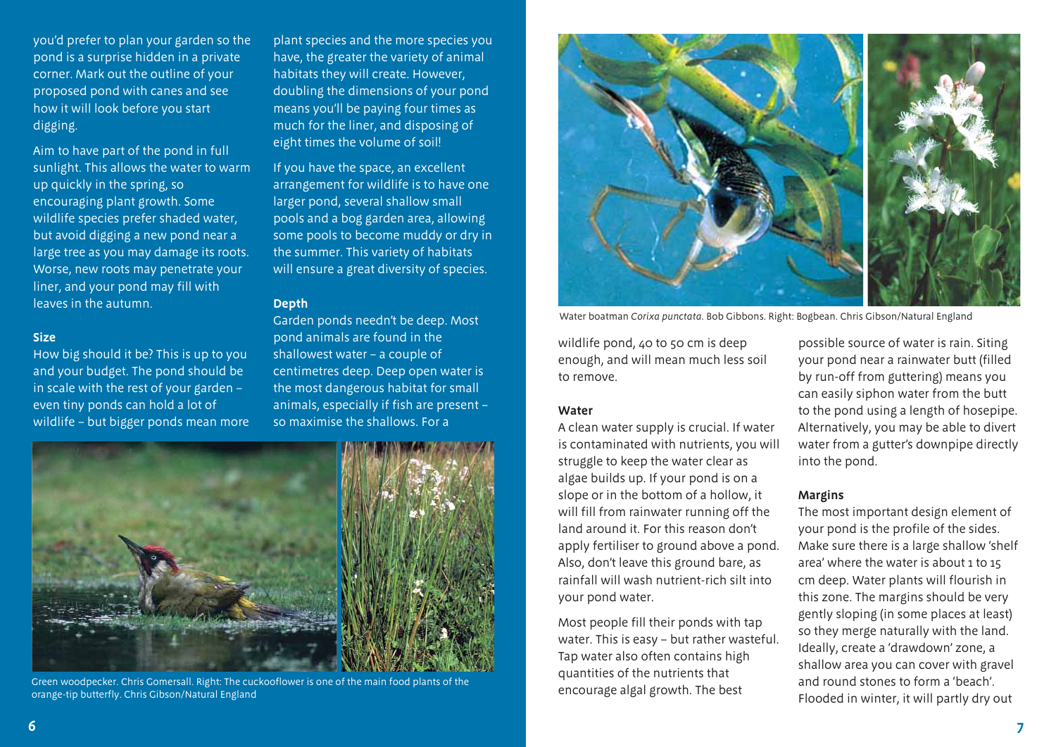you'd prefer to plan your garden so the pond is a surprise hidden in a private corner. Mark out the outline of your proposed pond with canes and see how it will look before you start digging.

Aim to have part of the pond in full sunlight. This allows the water to warm up quickly in the spring, so encouraging plant growth. Some wildlife species prefer shaded water, but avoid digging a new pond near a large tree as you may damage its roots. Worse, new roots may penetrate your liner, and your pond may fill with leaves in the autumn.

### Size

How big should it be? This is up to you and your budget. The pond should be in scale with the rest of your garden – even tiny ponds can hold a lot of wildlife – but bigger ponds mean more plant species and the more species you have, the greater the variety of animal habitats they will create. However, doubling the dimensions of your pond means you'll be paying four times as much for the liner, and disposing of eight times the volume of soil!

If you have the space, an excellent arrangement for wildlife is to have one larger pond, several shallow small pools and a bog garden area, allowing some pools to become muddy or dry in the summer. This variety of habitats will ensure a great diversity of species.

### Depth

Garden ponds needn't be deep. Most pond animals are found in the shallowest water – a couple of centimetres deep. Deep open water is the most dangerous habitat for small animals, especially if fish are present – so maximise the shallows. For a wildlife pond, 40 to 50 cm is deep enough, and will mean much less soil to remove.

Green woodpecker. Chris Gomersall. Right: The cuckooflower is one of the main food plants of the orange-tip butterfly. Chris Gibson/Natural England

Water boatman *Corixa punctata*. Bob Gibbons. Right: Bogbean. Chris Gibson/Natural England

### Water

A clean water supply is crucial. If water is contaminated with nutrients, you will struggle to keep the water clear as algae builds up. If your pond is on a slope or in the bottom of a hollow, it will fill from rainwater running off the land around it. For this reason don't apply fertiliser to ground above a pond. Also, don't leave this ground bare, as rainfall will wash nutrient-rich silt into your pond water.

Most people fill their ponds with tap water. This is easy – but rather wasteful. Tap water also often contains high quantities of the nutrients that encourage algal growth. The best possible source of water is rain. Siting your pond near a rainwater butt (filled by run-off from guttering) means you can easily siphon water from the butt to the pond using a length of hosepipe. Alternatively, you may be able to divert water from a gutter's downpipe directly into the pond.

### Margins

The most important design element of your pond is the profile of the sides. Make sure there is a large shallow 'shelf area' where the water is about 1 to 15 cm deep. Water plants will flourish in this zone. The margins should be very gently sloping (in some places at least) so they merge naturally with the land. Ideally, create a 'drawdown' zone, a shallow area you can cover with gravel and round stones to form a 'beach'. Flooded in winter, it will partly dry out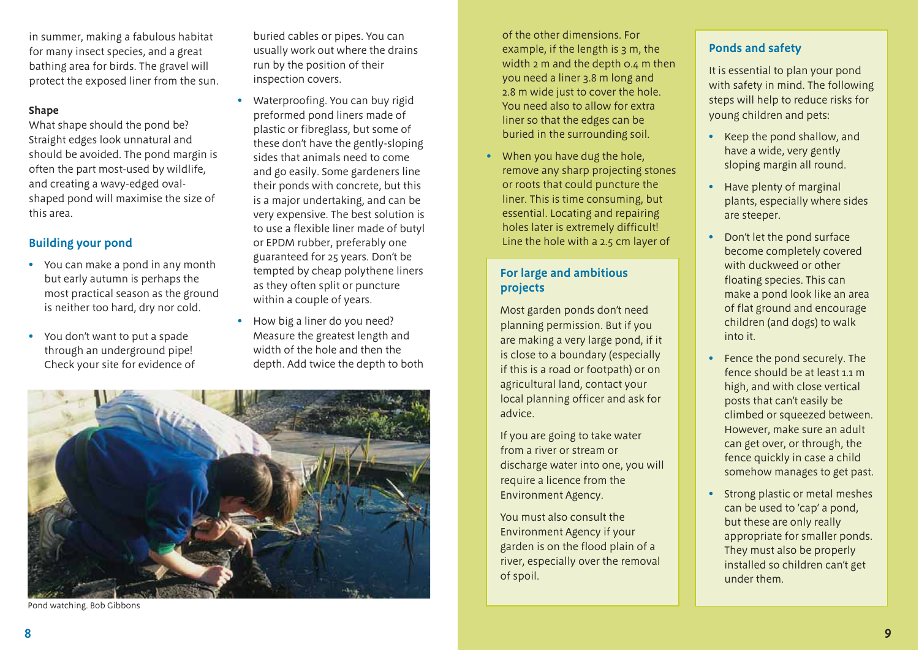in summer, making a fabulous habitat for many insect species, and a great bathing area for birds. The gravel will protect the exposed liner from the sun.

**Shape**

What shape should the pond be? Straight edges look unnatural and should be avoided. The pond margin is often the part most-used by wildlife, and creating a wavy-edged oval-shaped pond will maximise the size of this area.

## Building your pond

- You can make a pond in any month but early autumn is perhaps the most practical season as the ground is neither too hard, dry nor cold.
- You don't want to put a spade through an underground pipe! Check your site for evidence of buried cables or pipes. You can usually work out where the drains run by the position of their inspection covers.
- Waterproofing. You can buy rigid preformed pond liners made of plastic or fibreglass, but some of these don't have the gently-sloping sides that animals need to come and go easily. Some gardeners line their ponds with concrete, but this is a major undertaking, and can be very expensive. The best solution is to use a flexible liner made of butyl or EPDM rubber, preferably one guaranteed for 25 years. Don't be tempted by cheap polythene liners as they often split or puncture within a couple of years.
- How big a liner do you need? Measure the greatest length and width of the hole and then the depth. Add twice the depth to both of the other dimensions. For example, if the length is 3 m, the width 2 m and the depth 0.4 m then you need a liner 3.8 m long and 2.8 m wide just to cover the hole. You need also to allow for extra liner so that the edges can be buried in the surrounding soil.
- When you have dug the hole, remove any sharp projecting stones or roots that could puncture the liner. This is time consuming, but essential. Locating and repairing holes later is extremely difficult! Line the hole with a 2.5 cm layer of

Pond watching. Bob Gibbons

## For large and ambitious projects

Most garden ponds don't need planning permission. But if you are making a very large pond, if it is close to a boundary (especially if this is a road or footpath) or on agricultural land, contact your local planning officer and ask for advice.

If you are going to take water from a river or stream or discharge water into one, you will require a licence from the Environment Agency.

You must also consult the Environment Agency if your garden is on the flood plain of a river, especially over the removal of spoil.

## Ponds and safety

It is essential to plan your pond with safety in mind. The following steps will help to reduce risks for young children and pets:

- Keep the pond shallow, and have a wide, very gently sloping margin all round.
- Have plenty of marginal plants, especially where sides are steeper.
- Don't let the pond surface become completely covered with duckweed or other floating species. This can make a pond look like an area of flat ground and encourage children (and dogs) to walk into it.
- Fence the pond securely. The fence should be at least 1.1 m high, and with close vertical posts that can't easily be climbed or squeezed between. However, make sure an adult can get over, or through, the fence quickly in case a child somehow manages to get past.
- Strong plastic or metal meshes can be used to 'cap' a pond, but these are only really appropriate for smaller ponds. They must also be properly installed so children can't get under them.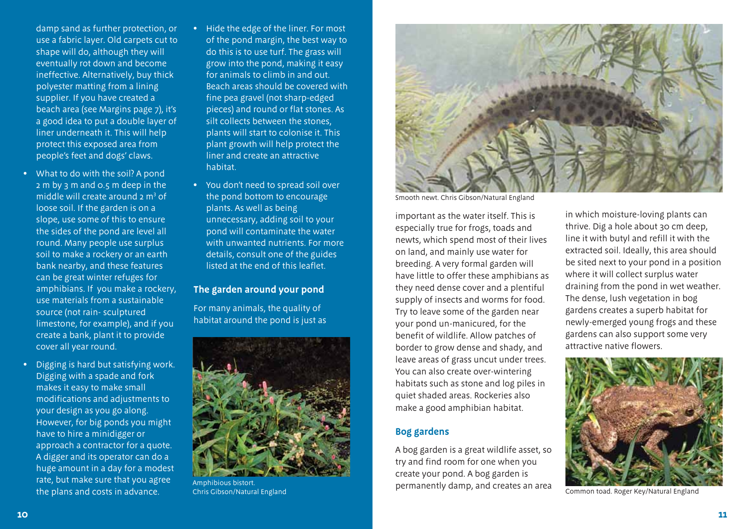damp sand as further protection, or use a fabric layer. Old carpets cut to shape will do, although they will eventually rot down and become ineffective. Alternatively, buy thick polyester matting from a lining supplier. If you have created a beach area (see Margins page 7), it's a good idea to put a double layer of liner underneath it. This will help protect this exposed area from people's feet and dogs' claws.

- What to do with the soil? A pond 2 m by 3 m and 0.5 m deep in the middle will create around 2 m$^3$ of loose soil. If the garden is on a slope, use some of this to ensure the sides of the pond are level all round. Many people use surplus soil to make a rockery or an earth bank nearby, and these features can be great winter refuges for amphibians. If you make a rockery, use materials from a sustainable source (not rain- sculptured limestone, for example), and if you create a bank, plant it to provide cover all year round.

- Digging is hard but satisfying work. Digging with a spade and fork makes it easy to make small modifications and adjustments to your design as you go along. However, for big ponds you might have to hire a minidigger or approach a contractor for a quote. A digger and its operator can do a huge amount in a day for a modest rate, but make sure that you agree the plans and costs in advance.

- Hide the edge of the liner. For most of the pond margin, the best way to do this is to use turf. The grass will grow into the pond, making it easy for animals to climb in and out. Beach areas should be covered with fine pea gravel (not sharp-edged pieces) and round or flat stones. As silt collects between the stones, plants will start to colonise it. This plant growth will help protect the liner and create an attractive habitat.

- You don't need to spread soil over the pond bottom to encourage plants. As well as being unnecessary, adding soil to your pond will contaminate the water with unwanted nutrients. For more details, consult one of the guides listed at the end of this leaflet.

## The garden around your pond

For many animals, the quality of habitat around the pond is just as important as the water itself. This is especially true for frogs, toads and newts, which spend most of their lives on land, and mainly use water for breeding. A very formal garden will have little to offer these amphibians as they need dense cover and a plentiful supply of insects and worms for food. Try to leave some of the garden near your pond un-manicured, for the benefit of wildlife. Allow patches of border to grow dense and shady, and leave areas of grass uncut under trees. You can also create over-wintering habitats such as stone and log piles in quiet shaded areas. Rockeries also make a good amphibian habitat.

Amphibious bistort. Chris Gibson/Natural England

Smooth newt. Chris Gibson/Natural England

## Bog gardens

A bog garden is a great wildlife asset, so try and find room for one when you create your pond. A bog garden is permanently damp, and creates an area in which moisture-loving plants can thrive. Dig a hole about 30 cm deep, line it with butyl and refill it with the extracted soil. Ideally, this area should be sited next to your pond in a position where it will collect surplus water draining from the pond in wet weather. The dense, lush vegetation in bog gardens creates a superb habitat for newly-emerged young frogs and these gardens can also support some very attractive native flowers.

Common toad. Roger Key/Natural England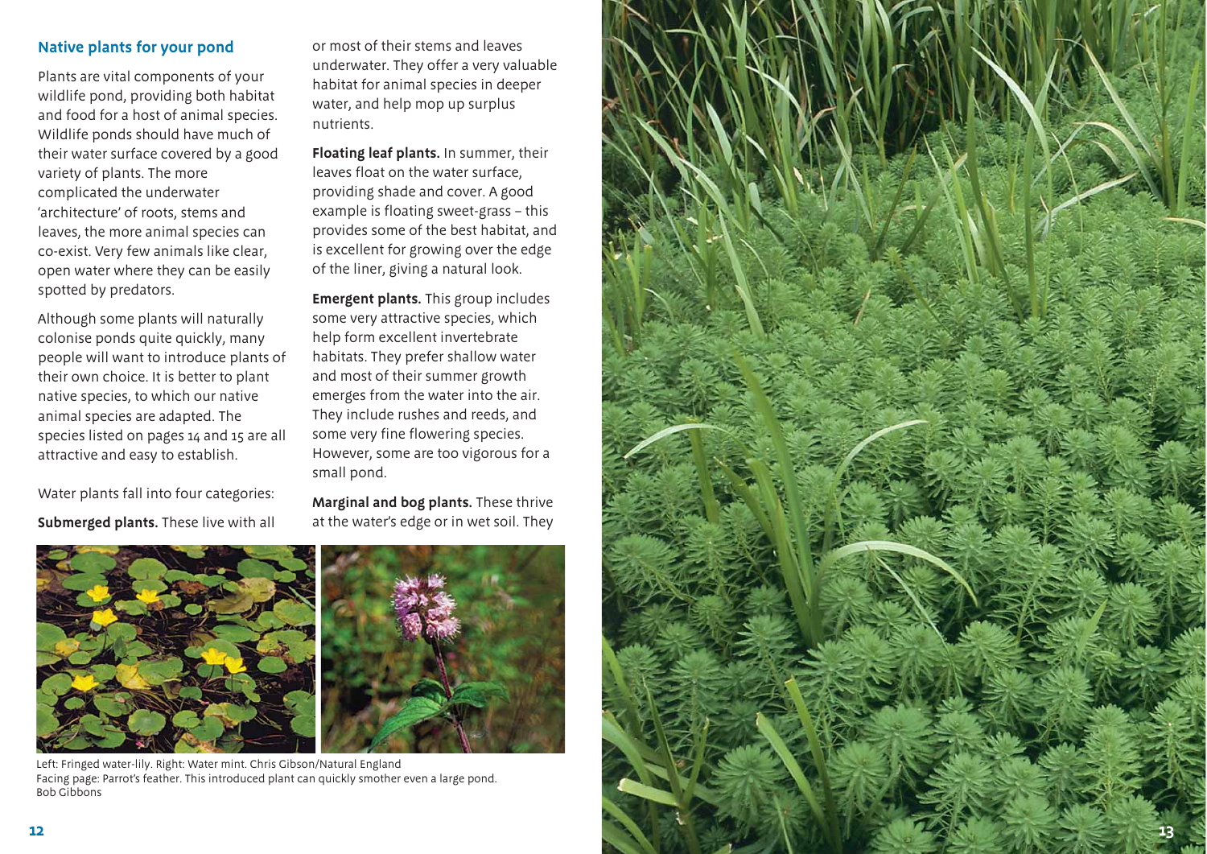## Native plants for your pond

Plants are vital components of your wildlife pond, providing both habitat and food for a host of animal species. Wildlife ponds should have much of their water surface covered by a good variety of plants. The more complicated the underwater 'architecture' of roots, stems and leaves, the more animal species can co-exist. Very few animals like clear, open water where they can be easily spotted by predators.

Although some plants will naturally colonise ponds quite quickly, many people will want to introduce plants of their own choice. It is better to plant native species, to which our native animal species are adapted. The species listed on pages 14 and 15 are all attractive and easy to establish.

Water plants fall into four categories:

**Submerged plants.** These live with all or most of their stems and leaves underwater. They offer a very valuable habitat for animal species in deeper water, and help mop up surplus nutrients.

**Floating leaf plants.** In summer, their leaves float on the water surface, providing shade and cover. A good example is floating sweet-grass – this provides some of the best habitat, and is excellent for growing over the edge of the liner, giving a natural look.

**Emergent plants.** This group includes some very attractive species, which help form excellent invertebrate habitats. They prefer shallow water and most of their summer growth emerges from the water into the air. They include rushes and reeds, and some very fine flowering species. However, some are too vigorous for a small pond.

**Marginal and bog plants.** These thrive at the water's edge or in wet soil. They

Left: Fringed water-lily. Right: Water mint. Chris Gibson/Natural England
Facing page: Parrot's feather. This introduced plant can quickly smother even a large pond. Bob Gibbons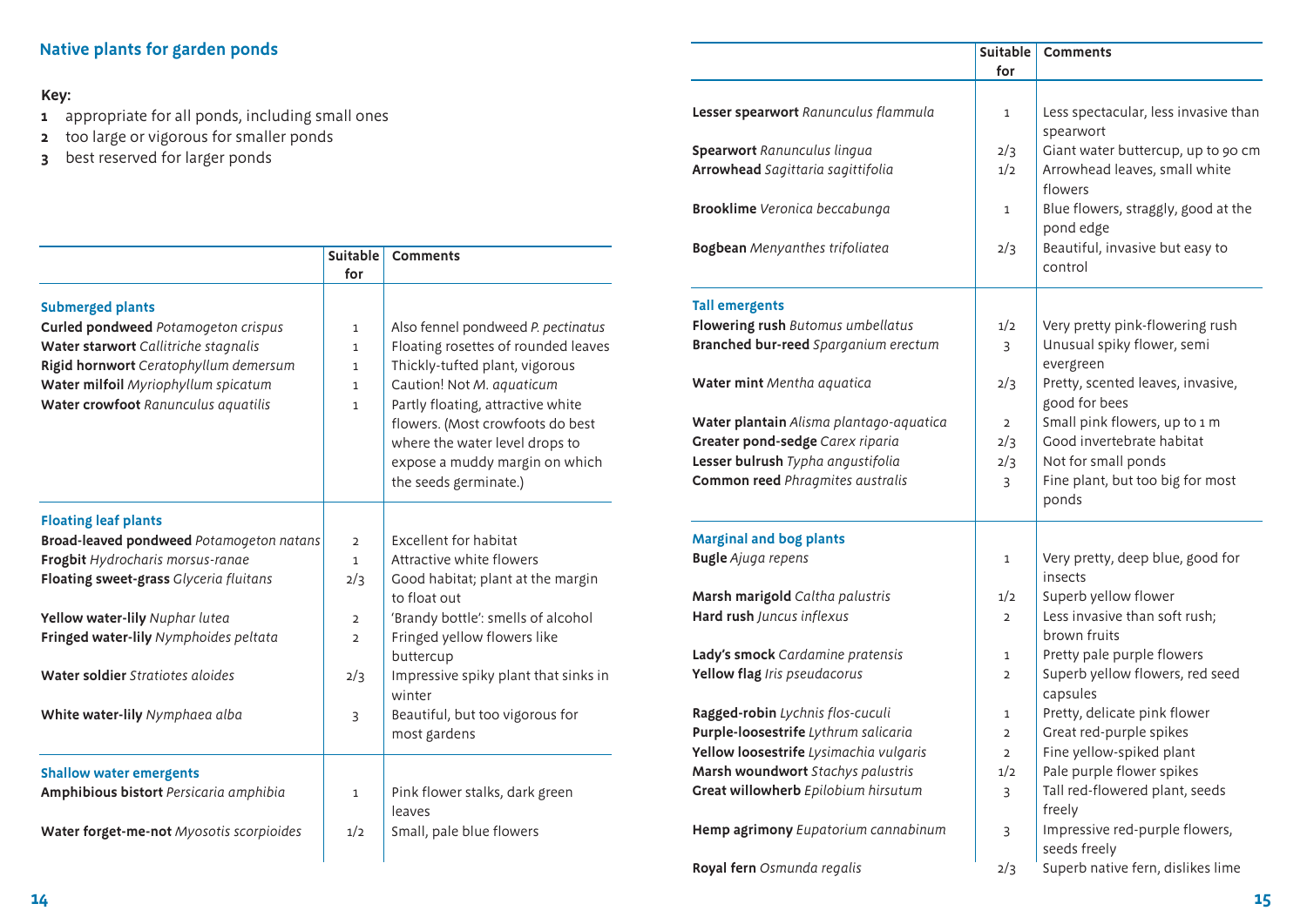## Native plants for garden ponds

**Key:**

- **1** appropriate for all ponds, including small ones
- **2** too large or vigorous for smaller ponds
- **3** best reserved for larger ponds

| | Suitable for | Comments |
|---|---|---|
| **Submerged plants** | | |
| **Curled pondweed** *Potamogeton crispus* | 1 | Also fennel pondweed *P. pectinatus* |
| **Water starwort** *Callitriche stagnalis* | 1 | Floating rosettes of rounded leaves |
| **Rigid hornwort** *Ceratophyllum demersum* | 1 | Thickly-tufted plant, vigorous |
| **Water milfoil** *Myriophyllum spicatum* | 1 | Caution! Not *M. aquaticum* |
| **Water crowfoot** *Ranunculus aquatilis* | 1 | Partly floating, attractive white flowers. (Most crowfoots do best where the water level drops to expose a muddy margin on which the seeds germinate.) |
| **Floating leaf plants** | | |
| **Broad-leaved pondweed** *Potamogeton natans* | 2 | Excellent for habitat |
| **Frogbit** *Hydrocharis morsus-ranae* | 1 | Attractive white flowers |
| **Floating sweet-grass** *Glyceria fluitans* | 2/3 | Good habitat; plant at the margin to float out |
| **Yellow water-lily** *Nuphar lutea* | 2 | 'Brandy bottle': smells of alcohol |
| **Fringed water-lily** *Nymphoides peltata* | 2 | Fringed yellow flowers like buttercup |
| **Water soldier** *Stratiotes aloides* | 2/3 | Impressive spiky plant that sinks in winter |
| **White water-lily** *Nymphaea alba* | 3 | Beautiful, but too vigorous for most gardens |
| **Shallow water emergents** | | |
| **Amphibious bistort** *Persicaria amphibia* | 1 | Pink flower stalks, dark green leaves |
| **Water forget-me-not** *Myosotis scorpioides* | 1/2 | Small, pale blue flowers |
| **Lesser spearwort** *Ranunculus flammula* | 1 | Less spectacular, less invasive than spearwort |
| **Spearwort** *Ranunculus lingua* | 2/3 | Giant water buttercup, up to 90 cm |
| **Arrowhead** *Sagittaria sagittifolia* | 1/2 | Arrowhead leaves, small white flowers |
| **Brooklime** *Veronica beccabunga* | 1 | Blue flowers, straggly, good at the pond edge |
| **Bogbean** *Menyanthes trifoliatea* | 2/3 | Beautiful, invasive but easy to control |
| **Tall emergents** | | |
| **Flowering rush** *Butomus umbellatus* | 1/2 | Very pretty pink-flowering rush |
| **Branched bur-reed** *Sparganium erectum* | 3 | Unusual spiky flower, semi evergreen |
| **Water mint** *Mentha aquatica* | 2/3 | Pretty, scented leaves, invasive, good for bees |
| **Water plantain** *Alisma plantago-aquatica* | 2 | Small pink flowers, up to 1 m |
| **Greater pond-sedge** *Carex riparia* | 2/3 | Good invertebrate habitat |
| **Lesser bulrush** *Typha angustifolia* | 2/3 | Not for small ponds |
| **Common reed** *Phragmites australis* | 3 | Fine plant, but too big for most ponds |
| **Marginal and bog plants** | | |
| **Bugle** *Ajuga repens* | 1 | Very pretty, deep blue, good for insects |
| **Marsh marigold** *Caltha palustris* | 1/2 | Superb yellow flower |
| **Hard rush** *Juncus inflexus* | 2 | Less invasive than soft rush; brown fruits |
| **Lady's smock** *Cardamine pratensis* | 1 | Pretty pale purple flowers |
| **Yellow flag** *Iris pseudacorus* | 2 | Superb yellow flowers, red seed capsules |
| **Ragged-robin** *Lychnis flos-cuculi* | 1 | Pretty, delicate pink flower |
| **Purple-loosestrife** *Lythrum salicaria* | 2 | Great red-purple spikes |
| **Yellow loosestrife** *Lysimachia vulgaris* | 2 | Fine yellow-spiked plant |
| **Marsh woundwort** *Stachys palustris* | 1/2 | Pale purple flower spikes |
| **Great willowherb** *Epilobium hirsutum* | 3 | Tall red-flowered plant, seeds freely |
| **Hemp agrimony** *Eupatorium cannabinum* | 3 | Impressive red-purple flowers, seeds freely |
| **Royal fern** *Osmunda regalis* | 2/3 | Superb native fern, dislikes lime |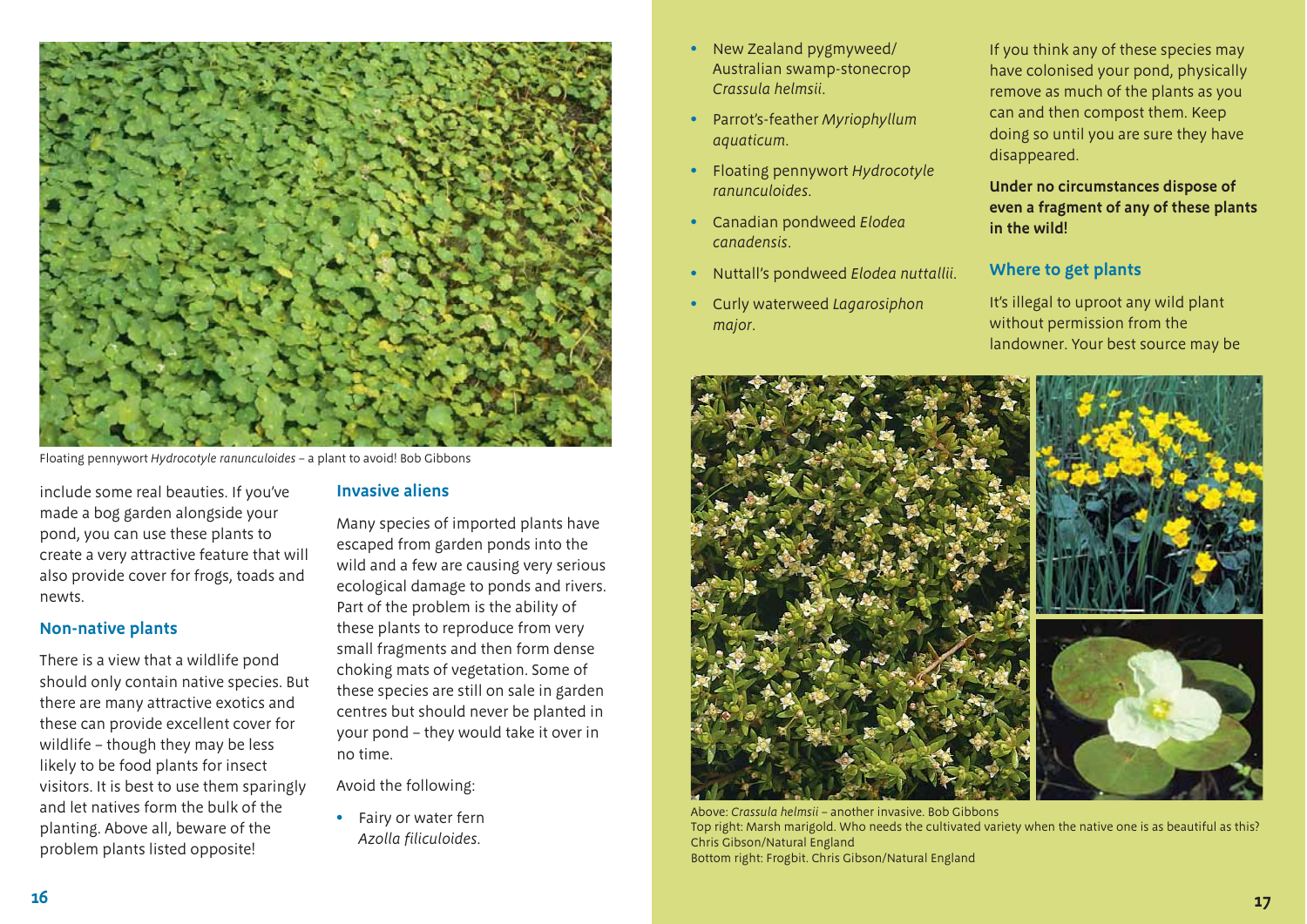Floating pennywort *Hydrocotyle ranunculoides* – a plant to avoid! Bob Gibbons

include some real beauties. If you've made a bog garden alongside your pond, you can use these plants to create a very attractive feature that will also provide cover for frogs, toads and newts.

## Non-native plants

There is a view that a wildlife pond should only contain native species. But there are many attractive exotics and these can provide excellent cover for wildlife – though they may be less likely to be food plants for insect visitors. It is best to use them sparingly and let natives form the bulk of the planting. Above all, beware of the problem plants listed opposite!

## Invasive aliens

Many species of imported plants have escaped from garden ponds into the wild and a few are causing very serious ecological damage to ponds and rivers. Part of the problem is the ability of these plants to reproduce from very small fragments and then form dense choking mats of vegetation. Some of these species are still on sale in garden centres but should never be planted in your pond – they would take it over in no time.

Avoid the following:

- Fairy or water fern *Azolla filiculoides*.
- New Zealand pygmyweed/ Australian swamp-stonecrop *Crassula helmsii*.
- Parrot's-feather *Myriophyllum aquaticum*.
- Floating pennywort *Hydrocotyle ranunculoides*.
- Canadian pondweed *Elodea canadensis*.
- Nuttall's pondweed *Elodea nuttallii*.
- Curly waterweed *Lagarosiphon major*.

If you think any of these species may have colonised your pond, physically remove as much of the plants as you can and then compost them. Keep doing so until you are sure they have disappeared.

**Under no circumstances dispose of even a fragment of any of these plants in the wild!**

## Where to get plants

It's illegal to uproot any wild plant without permission from the landowner. Your best source may be

Above: *Crassula helmsii* – another invasive. Bob Gibbons
Top right: Marsh marigold. Who needs the cultivated variety when the native one is as beautiful as this? Chris Gibson/Natural England
Bottom right: Frogbit. Chris Gibson/Natural England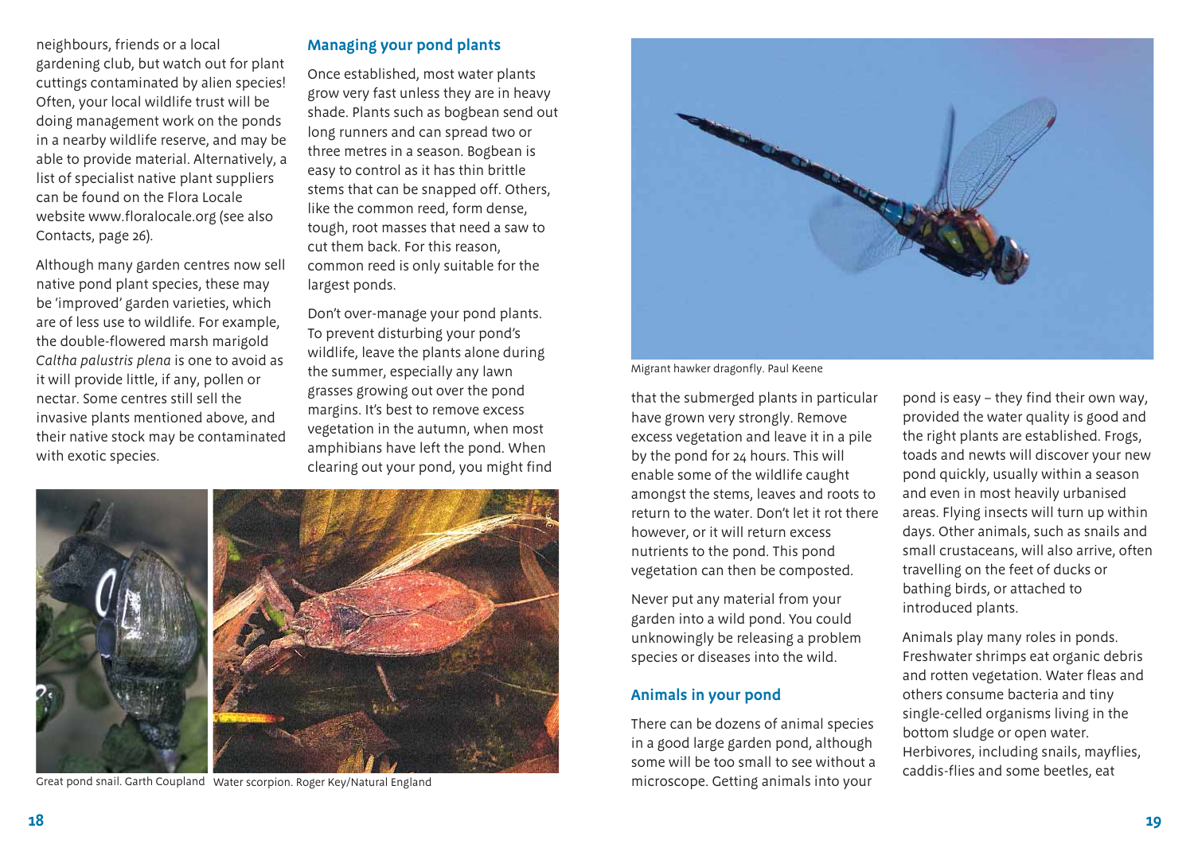neighbours, friends or a local gardening club, but watch out for plant cuttings contaminated by alien species! Often, your local wildlife trust will be doing management work on the ponds in a nearby wildlife reserve, and may be able to provide material. Alternatively, a list of specialist native plant suppliers can be found on the Flora Locale website www.floralocale.org (see also Contacts, page 26).

Although many garden centres now sell native pond plant species, these may be 'improved' garden varieties, which are of less use to wildlife. For example, the double-flowered marsh marigold *Caltha palustris plena* is one to avoid as it will provide little, if any, pollen or nectar. Some centres still sell the invasive plants mentioned above, and their native stock may be contaminated with exotic species.

## Managing your pond plants

Once established, most water plants grow very fast unless they are in heavy shade. Plants such as bogbean send out long runners and can spread two or three metres in a season. Bogbean is easy to control as it has thin brittle stems that can be snapped off. Others, like the common reed, form dense, tough, root masses that need a saw to cut them back. For this reason, common reed is only suitable for the largest ponds.

Don't over-manage your pond plants. To prevent disturbing your pond's wildlife, leave the plants alone during the summer, especially any lawn grasses growing out over the pond margins. It's best to remove excess vegetation in the autumn, when most amphibians have left the pond. When clearing out your pond, you might find that the submerged plants in particular have grown very strongly. Remove excess vegetation and leave it in a pile by the pond for 24 hours. This will enable some of the wildlife caught amongst the stems, leaves and roots to return to the water. Don't let it rot there however, or it will return excess nutrients to the pond. This pond vegetation can then be composted.

Never put any material from your garden into a wild pond. You could unknowingly be releasing a problem species or diseases into the wild.

Great pond snail. Garth Coupland

Water scorpion. Roger Key/Natural England

Migrant hawker dragonfly. Paul Keene

## Animals in your pond

There can be dozens of animal species in a good large garden pond, although some will be too small to see without a microscope. Getting animals into your pond is easy – they find their own way, provided the water quality is good and the right plants are established. Frogs, toads and newts will discover your new pond quickly, usually within a season and even in most heavily urbanised areas. Flying insects will turn up within days. Other animals, such as snails and small crustaceans, will also arrive, often travelling on the feet of ducks or bathing birds, or attached to introduced plants.

Animals play many roles in ponds. Freshwater shrimps eat organic debris and rotten vegetation. Water fleas and others consume bacteria and tiny single-celled organisms living in the bottom sludge or open water. Herbivores, including snails, mayflies, caddis-flies and some beetles, eat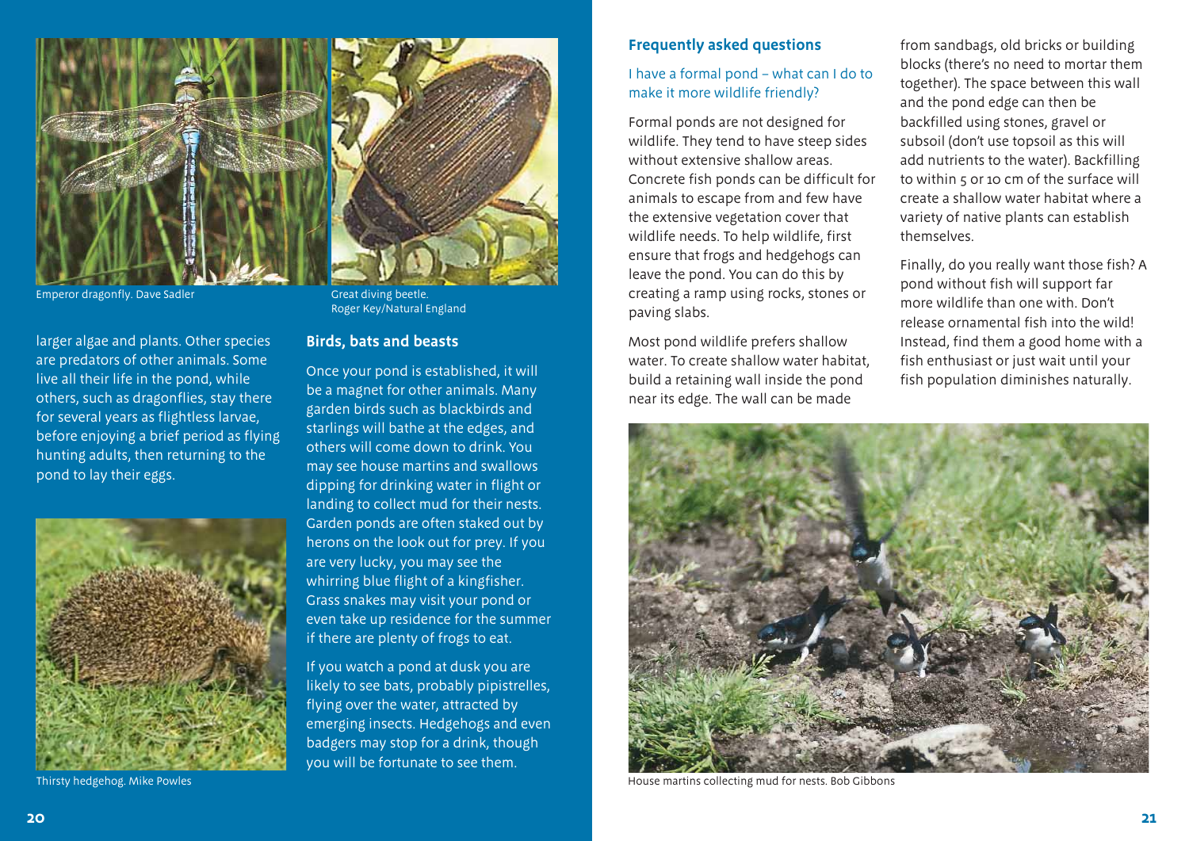Emperor dragonfly. Dave Sadler

Great diving beetle. Roger Key/Natural England

larger algae and plants. Other species are predators of other animals. Some live all their life in the pond, while others, such as dragonflies, stay there for several years as flightless larvae, before enjoying a brief period as flying hunting adults, then returning to the pond to lay their eggs.

Thirsty hedgehog. Mike Powles

## Birds, bats and beasts

Once your pond is established, it will be a magnet for other animals. Many garden birds such as blackbirds and starlings will bathe at the edges, and others will come down to drink. You may see house martins and swallows dipping for drinking water in flight or landing to collect mud for their nests. Garden ponds are often staked out by herons on the look out for prey. If you are very lucky, you may see the whirring blue flight of a kingfisher. Grass snakes may visit your pond or even take up residence for the summer if there are plenty of frogs to eat.

If you watch a pond at dusk you are likely to see bats, probably pipistrelles, flying over the water, attracted by emerging insects. Hedgehogs and even badgers may stop for a drink, though you will be fortunate to see them.

## Frequently asked questions

### I have a formal pond – what can I do to make it more wildlife friendly?

Formal ponds are not designed for wildlife. They tend to have steep sides without extensive shallow areas. Concrete fish ponds can be difficult for animals to escape from and few have the extensive vegetation cover that wildlife needs. To help wildlife, first ensure that frogs and hedgehogs can leave the pond. You can do this by creating a ramp using rocks, stones or paving slabs.

Most pond wildlife prefers shallow water. To create shallow water habitat, build a retaining wall inside the pond near its edge. The wall can be made from sandbags, old bricks or building blocks (there's no need to mortar them together). The space between this wall and the pond edge can then be backfilled using stones, gravel or subsoil (don't use topsoil as this will add nutrients to the water). Backfilling to within 5 or 10 cm of the surface will create a shallow water habitat where a variety of native plants can establish themselves.

Finally, do you really want those fish? A pond without fish will support far more wildlife than one with. Don't release ornamental fish into the wild! Instead, find them a good home with a fish enthusiast or just wait until your fish population diminishes naturally.

House martins collecting mud for nests. Bob Gibbons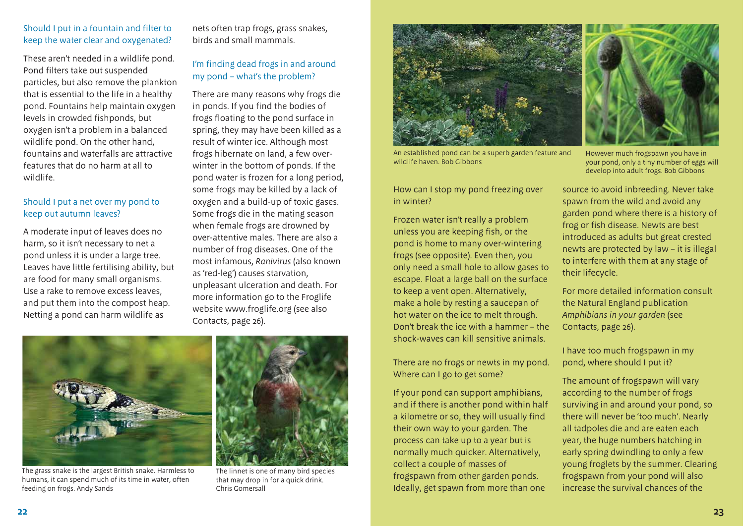### Should I put in a fountain and filter to keep the water clear and oxygenated?

These aren't needed in a wildlife pond. Pond filters take out suspended particles, but also remove the plankton that is essential to the life in a healthy pond. Fountains help maintain oxygen levels in crowded fishponds, but oxygen isn't a problem in a balanced wildlife pond. On the other hand, fountains and waterfalls are attractive features that do no harm at all to wildlife.

### Should I put a net over my pond to keep out autumn leaves?

A moderate input of leaves does no harm, so it isn't necessary to net a pond unless it is under a large tree. Leaves have little fertilising ability, but are food for many small organisms. Use a rake to remove excess leaves, and put them into the compost heap. Netting a pond can harm wildlife as nets often trap frogs, grass snakes, birds and small mammals.

### I'm finding dead frogs in and around my pond – what's the problem?

There are many reasons why frogs die in ponds. If you find the bodies of frogs floating to the pond surface in spring, they may have been killed as a result of winter ice. Although most frogs hibernate on land, a few over-winter in the bottom of ponds. If the pond water is frozen for a long period, some frogs may be killed by a lack of oxygen and a build-up of toxic gases. Some frogs die in the mating season when female frogs are drowned by over-attentive males. There are also a number of frog diseases. One of the most infamous, *Ranivirus* (also known as 'red-leg') causes starvation, unpleasant ulceration and death. For more information go to the Froglife website www.froglife.org (see also Contacts, page 26).

The grass snake is the largest British snake. Harmless to humans, it can spend much of its time in water, often feeding on frogs. Andy Sands

The linnet is one of many bird species that may drop in for a quick drink. Chris Gomersall

An established pond can be a superb garden feature and wildlife haven. Bob Gibbons

However much frogspawn you have in your pond, only a tiny number of eggs will develop into adult frogs. Bob Gibbons

### How can I stop my pond freezing over in winter?

Frozen water isn't really a problem unless you are keeping fish, or the pond is home to many over-wintering frogs (see opposite). Even then, you only need a small hole to allow gases to escape. Float a large ball on the surface to keep a vent open. Alternatively, make a hole by resting a saucepan of hot water on the ice to melt through. Don't break the ice with a hammer – the shock-waves can kill sensitive animals.

### There are no frogs or newts in my pond. Where can I go to get some?

If your pond can support amphibians, and if there is another pond within half a kilometre or so, they will usually find their own way to your garden. The process can take up to a year but is normally much quicker. Alternatively, collect a couple of masses of frogspawn from other garden ponds. Ideally, get spawn from more than one source to avoid inbreeding. Never take spawn from the wild and avoid any garden pond where there is a history of frog or fish disease. Newts are best introduced as adults but great crested newts are protected by law – it is illegal to interfere with them at any stage of their lifecycle.

For more detailed information consult the Natural England publication *Amphibians in your garden* (see Contacts, page 26).

### I have too much frogspawn in my pond, where should I put it?

The amount of frogspawn will vary according to the number of frogs surviving in and around your pond, so there will never be 'too much'. Nearly all tadpoles die and are eaten each year, the huge numbers hatching in early spring dwindling to only a few young froglets by the summer. Clearing frogspawn from your pond will also increase the survival chances of the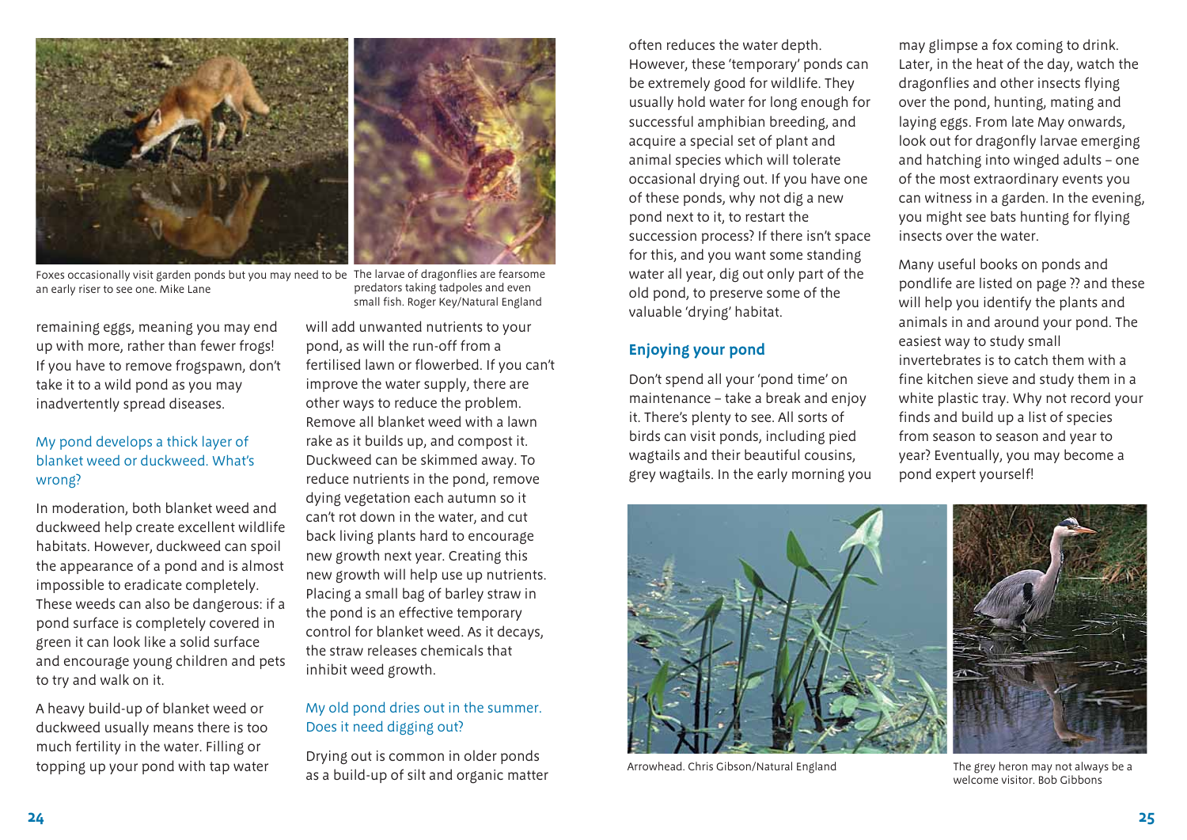Foxes occasionally visit garden ponds but you may need to be an early riser to see one. Mike Lane

The larvae of dragonflies are fearsome predators taking tadpoles and even small fish. Roger Key/Natural England

remaining eggs, meaning you may end up with more, rather than fewer frogs! If you have to remove frogspawn, don't take it to a wild pond as you may inadvertently spread diseases.

### My pond develops a thick layer of blanket weed or duckweed. What's wrong?

In moderation, both blanket weed and duckweed help create excellent wildlife habitats. However, duckweed can spoil the appearance of a pond and is almost impossible to eradicate completely. These weeds can also be dangerous: if a pond surface is completely covered in green it can look like a solid surface and encourage young children and pets to try and walk on it.

A heavy build-up of blanket weed or duckweed usually means there is too much fertility in the water. Filling or topping up your pond with tap water will add unwanted nutrients to your pond, as will the run-off from a fertilised lawn or flowerbed. If you can't improve the water supply, there are other ways to reduce the problem. Remove all blanket weed with a lawn rake as it builds up, and compost it. Duckweed can be skimmed away. To reduce nutrients in the pond, remove dying vegetation each autumn so it can't rot down in the water, and cut back living plants hard to encourage new growth next year. Creating this new growth will help use up nutrients. Placing a small bag of barley straw in the pond is an effective temporary control for blanket weed. As it decays, the straw releases chemicals that inhibit weed growth.

### My old pond dries out in the summer. Does it need digging out?

Drying out is common in older ponds as a build-up of silt and organic matter often reduces the water depth. However, these 'temporary' ponds can be extremely good for wildlife. They usually hold water for long enough for successful amphibian breeding, and acquire a special set of plant and animal species which will tolerate occasional drying out. If you have one of these ponds, why not dig a new pond next to it, to restart the succession process? If there isn't space for this, and you want some standing water all year, dig out only part of the old pond, to preserve some of the valuable 'drying' habitat.

## Enjoying your pond

Don't spend all your 'pond time' on maintenance – take a break and enjoy it. There's plenty to see. All sorts of birds can visit ponds, including pied wagtails and their beautiful cousins, grey wagtails. In the early morning you may glimpse a fox coming to drink. Later, in the heat of the day, watch the dragonflies and other insects flying over the pond, hunting, mating and laying eggs. From late May onwards, look out for dragonfly larvae emerging and hatching into winged adults – one of the most extraordinary events you can witness in a garden. In the evening, you might see bats hunting for flying insects over the water.

Many useful books on ponds and pondlife are listed on page ?? and these will help you identify the plants and animals in and around your pond. The easiest way to study small invertebrates is to catch them with a fine kitchen sieve and study them in a white plastic tray. Why not record your finds and build up a list of species from season to season and year to year? Eventually, you may become a pond expert yourself!

Arrowhead. Chris Gibson/Natural England

The grey heron may not always be a welcome visitor. Bob Gibbons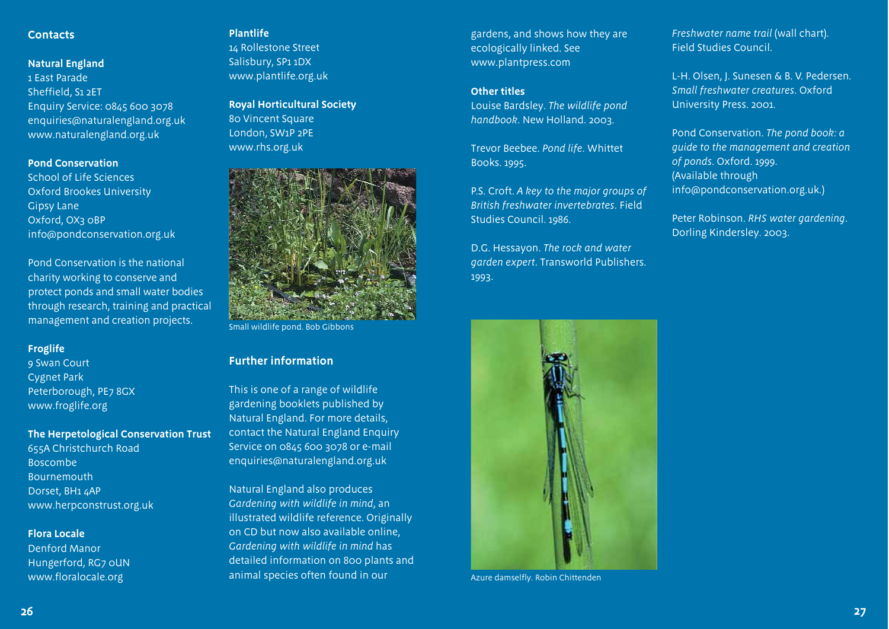## Contacts

**Natural England**
1 East Parade
Sheffield, S1 2ET
Enquiry Service: 0845 600 3078
enquiries@naturalengland.org.uk
www.naturalengland.org.uk

**Pond Conservation**
School of Life Sciences
Oxford Brookes University
Gipsy Lane
Oxford, OX3 0BP
info@pondconservation.org.uk

Pond Conservation is the national charity working to conserve and protect ponds and small water bodies through research, training and practical management and creation projects.

**Froglife**
9 Swan Court
Cygnet Park
Peterborough, PE7 8GX
www.froglife.org

**The Herpetological Conservation Trust**
655A Christchurch Road
Boscombe
Bournemouth
Dorset, BH1 4AP
www.herpconstrust.org.uk

**Flora Locale**
Denford Manor
Hungerford, RG7 0UN
www.floralocale.org

**Plantlife**
14 Rollestone Street
Salisbury, SP1 1DX
www.plantlife.org.uk

**Royal Horticultural Society**
80 Vincent Square
London, SW1P 2PE
www.rhs.org.uk

Small wildlife pond. Bob Gibbons

## Further information

This is one of a range of wildlife gardening booklets published by Natural England. For more details, contact the Natural England Enquiry Service on 0845 600 3078 or e-mail enquiries@naturalengland.org.uk

Natural England also produces *Gardening with wildlife in mind*, an illustrated wildlife reference. Originally on CD but now also available online, *Gardening with wildlife in mind* has detailed information on 800 plants and animal species often found in our gardens, and shows how they are ecologically linked. See www.plantpress.com

**Other titles**

Louise Bardsley. *The wildlife pond handbook*. New Holland. 2003.

Trevor Beebee. *Pond life*. Whittet Books. 1995.

P.S. Croft. *A key to the major groups of British freshwater invertebrates*. Field Studies Council. 1986.

D.G. Hessayon. *The rock and water garden expert*. Transworld Publishers. 1993.

*Freshwater name trail* (wall chart). Field Studies Council.

L-H. Olsen, J. Sunesen & B. V. Pedersen. *Small freshwater creatures*. Oxford University Press. 2001.

Pond Conservation. *The pond book: a guide to the management and creation of ponds*. Oxford. 1999. (Available through info@pondconservation.org.uk.)

Peter Robinson. *RHS water gardening*. Dorling Kindersley. 2003.

Azure damselfly. Robin Chittenden